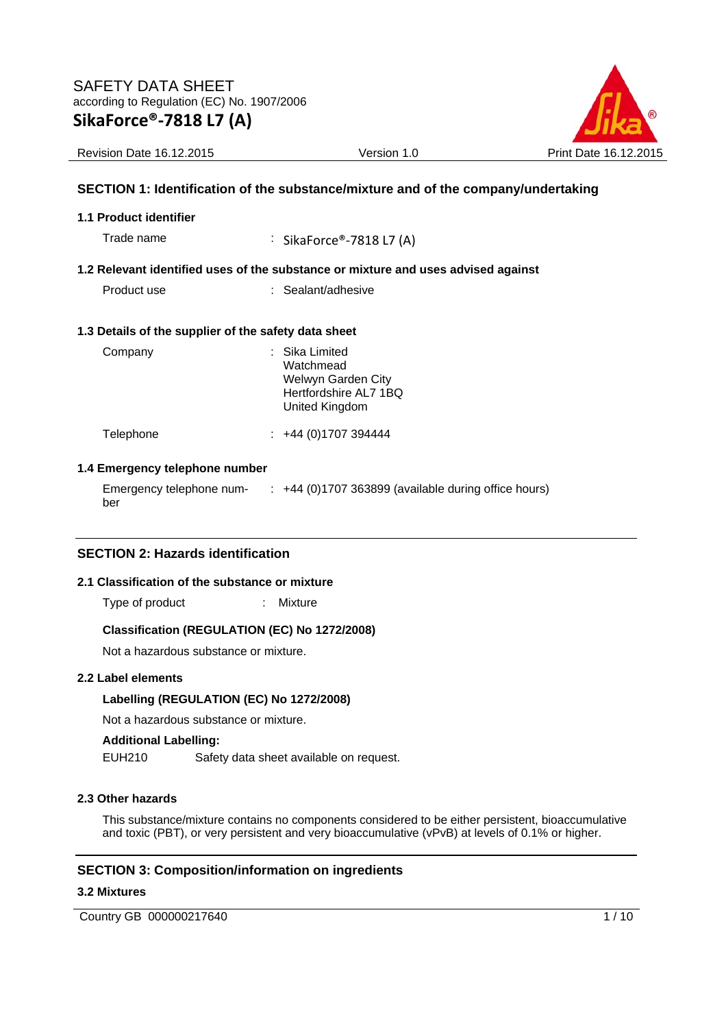SAFETY DATA SHEET
according to Regulation (EC) No. 1907/2006

# SikaForce®-7818 L7 (A)

Revision Date 16.12.2015 | Version 1.0 | Print Date 16.12.2015

## SECTION 1: Identification of the substance/mixture and of the company/undertaking

### 1.1 Product identifier

Trade name : SikaForce®-7818 L7 (A)

### 1.2 Relevant identified uses of the substance or mixture and uses advised against

Product use : Sealant/adhesive

### 1.3 Details of the supplier of the safety data sheet

Company : Sika Limited
Watchmead
Welwyn Garden City
Hertfordshire AL7 1BQ
United Kingdom

Telephone : +44 (0)1707 394444

### 1.4 Emergency telephone number

Emergency telephone number : +44 (0)1707 363899 (available during office hours)

## SECTION 2: Hazards identification

### 2.1 Classification of the substance or mixture

Type of product : Mixture

**Classification (REGULATION (EC) No 1272/2008)**

Not a hazardous substance or mixture.

### 2.2 Label elements

**Labelling (REGULATION (EC) No 1272/2008)**

Not a hazardous substance or mixture.

**Additional Labelling:**

EUH210 Safety data sheet available on request.

### 2.3 Other hazards

This substance/mixture contains no components considered to be either persistent, bioaccumulative and toxic (PBT), or very persistent and very bioaccumulative (vPvB) at levels of 0.1% or higher.

## SECTION 3: Composition/information on ingredients

### 3.2 Mixtures

Country GB 000000217640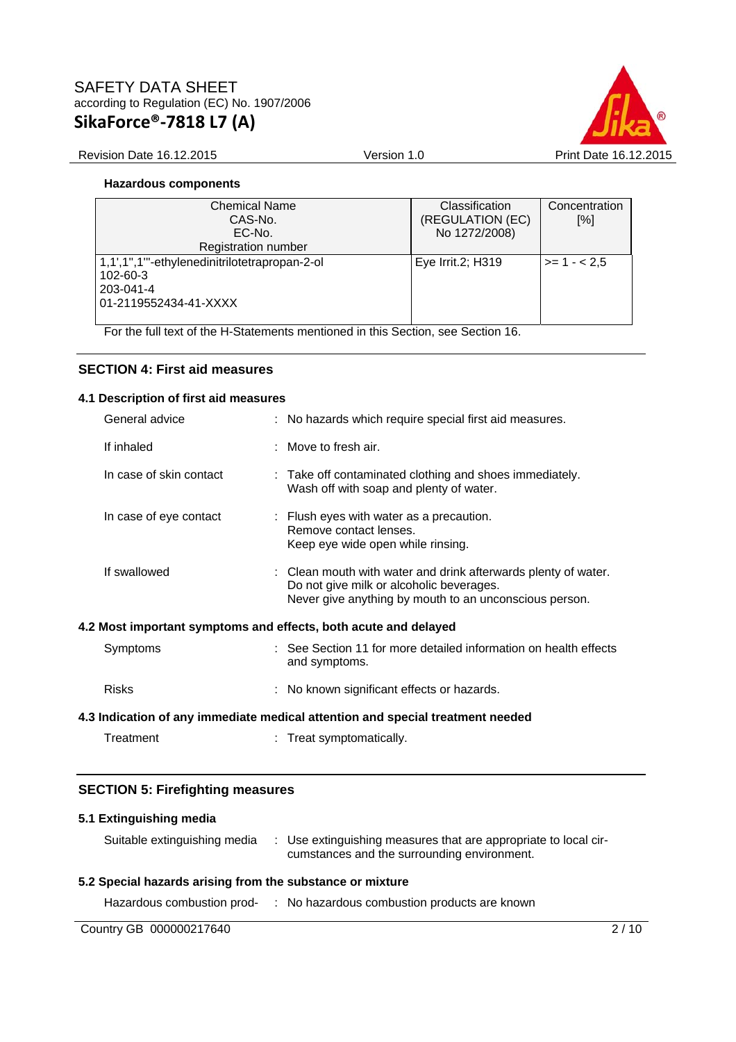**Hazardous components**

| Chemical Name<br>CAS-No.<br>EC-No.<br>Registration number | Classification<br>(REGULATION (EC)<br>No 1272/2008) | Concentration<br>[%] |
|---|---|---|
| 1,1',1'',1'''-ethylenedinitrilotetrapropan-2-ol<br>102-60-3<br>203-041-4<br>01-2119552434-41-XXXX | Eye Irrit.2; H319 | >= 1 - < 2,5 |

For the full text of the H-Statements mentioned in this Section, see Section 16.

## SECTION 4: First aid measures

### 4.1 Description of first aid measures

General advice : No hazards which require special first aid measures.

If inhaled : Move to fresh air.

In case of skin contact : Take off contaminated clothing and shoes immediately. Wash off with soap and plenty of water.

In case of eye contact : Flush eyes with water as a precaution. Remove contact lenses. Keep eye wide open while rinsing.

If swallowed : Clean mouth with water and drink afterwards plenty of water. Do not give milk or alcoholic beverages. Never give anything by mouth to an unconscious person.

### 4.2 Most important symptoms and effects, both acute and delayed

Symptoms : See Section 11 for more detailed information on health effects and symptoms.

Risks : No known significant effects or hazards.

### 4.3 Indication of any immediate medical attention and special treatment needed

Treatment : Treat symptomatically.

## SECTION 5: Firefighting measures

### 5.1 Extinguishing media

Suitable extinguishing media : Use extinguishing measures that are appropriate to local circumstances and the surrounding environment.

### 5.2 Special hazards arising from the substance or mixture

Hazardous combustion prod- : No hazardous combustion products are known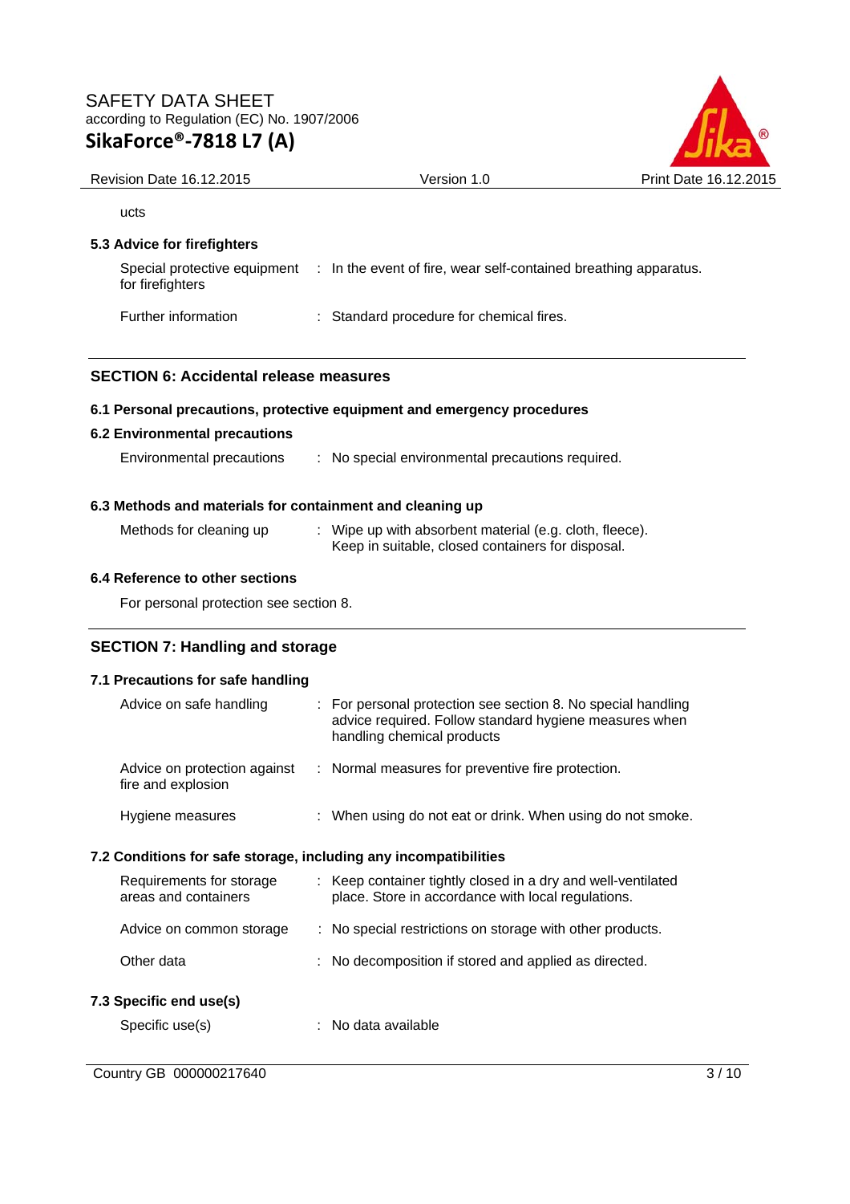ucts

### 5.3 Advice for firefighters

| | |
|---|---|
| Special protective equipment for firefighters | : In the event of fire, wear self-contained breathing apparatus. |
| Further information | : Standard procedure for chemical fires. |

## SECTION 6: Accidental release measures

### 6.1 Personal precautions, protective equipment and emergency procedures

### 6.2 Environmental precautions

| | |
|---|---|
| Environmental precautions | : No special environmental precautions required. |

### 6.3 Methods and materials for containment and cleaning up

| | |
|---|---|
| Methods for cleaning up | : Wipe up with absorbent material (e.g. cloth, fleece). Keep in suitable, closed containers for disposal. |

### 6.4 Reference to other sections

For personal protection see section 8.

## SECTION 7: Handling and storage

### 7.1 Precautions for safe handling

| | |
|---|---|
| Advice on safe handling | : For personal protection see section 8. No special handling advice required. Follow standard hygiene measures when handling chemical products |
| Advice on protection against fire and explosion | : Normal measures for preventive fire protection. |
| Hygiene measures | : When using do not eat or drink. When using do not smoke. |

### 7.2 Conditions for safe storage, including any incompatibilities

| | |
|---|---|
| Requirements for storage areas and containers | : Keep container tightly closed in a dry and well-ventilated place. Store in accordance with local regulations. |
| Advice on common storage | : No special restrictions on storage with other products. |
| Other data | : No decomposition if stored and applied as directed. |

### 7.3 Specific end use(s)

| | |
|---|---|
| Specific use(s) | : No data available |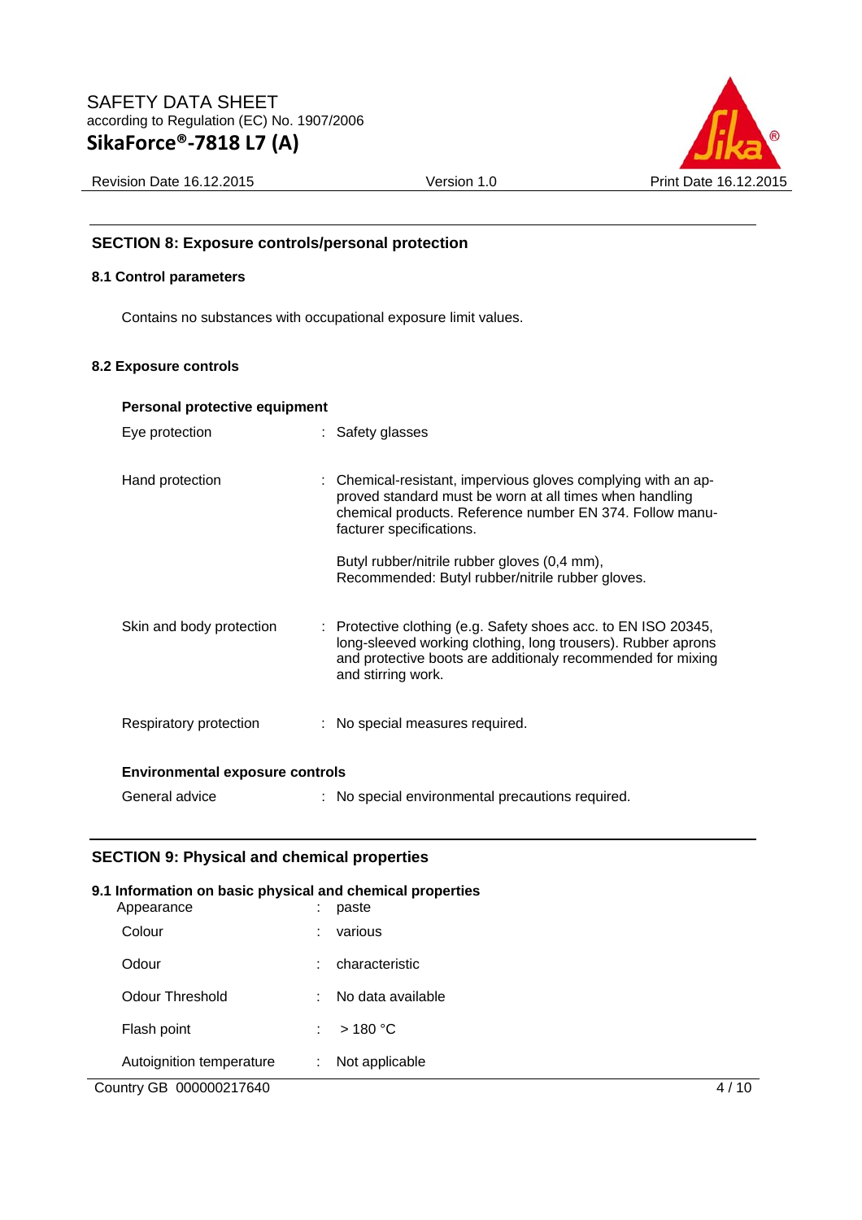## SECTION 8: Exposure controls/personal protection

### 8.1 Control parameters

Contains no substances with occupational exposure limit values.

### 8.2 Exposure controls

**Personal protective equipment**

| | |
|---|---|
| Eye protection | : Safety glasses |
| Hand protection | : Chemical-resistant, impervious gloves complying with an approved standard must be worn at all times when handling chemical products. Reference number EN 374. Follow manufacturer specifications.<br><br>Butyl rubber/nitrile rubber gloves (0,4 mm), Recommended: Butyl rubber/nitrile rubber gloves. |
| Skin and body protection | : Protective clothing (e.g. Safety shoes acc. to EN ISO 20345, long-sleeved working clothing, long trousers). Rubber aprons and protective boots are additionaly recommended for mixing and stirring work. |
| Respiratory protection | : No special measures required. |

**Environmental exposure controls**

| | |
|---|---|
| General advice | : No special environmental precautions required. |

## SECTION 9: Physical and chemical properties

### 9.1 Information on basic physical and chemical properties

| | |
|---|---|
| Appearance | : paste |
| Colour | : various |
| Odour | : characteristic |
| Odour Threshold | : No data available |
| Flash point | : > 180 °C |
| Autoignition temperature | : Not applicable |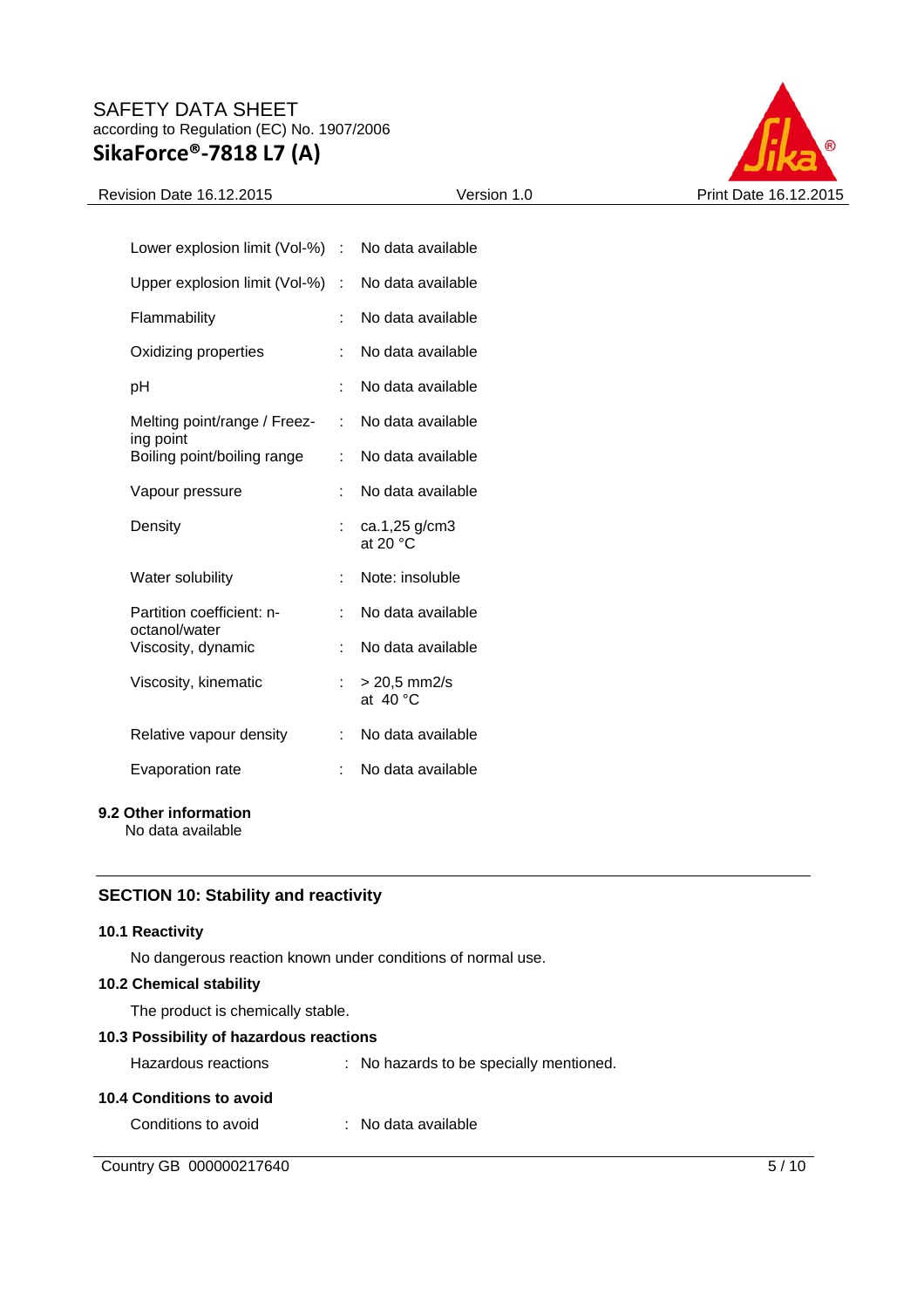| Property | | Value |
|---|---|---|
| Lower explosion limit (Vol-%) | : | No data available |
| Upper explosion limit (Vol-%) | : | No data available |
| Flammability | : | No data available |
| Oxidizing properties | : | No data available |
| pH | : | No data available |
| Melting point/range / Freezing point | : | No data available |
| Boiling point/boiling range | : | No data available |
| Vapour pressure | : | No data available |
| Density | : | ca.1,25 g/cm3 at 20 °C |
| Water solubility | : | Note: insoluble |
| Partition coefficient: n-octanol/water | : | No data available |
| Viscosity, dynamic | : | No data available |
| Viscosity, kinematic | : | > 20,5 mm2/s at 40 °C |
| Relative vapour density | : | No data available |
| Evaporation rate | : | No data available |

### 9.2 Other information

No data available

## SECTION 10: Stability and reactivity

### 10.1 Reactivity

No dangerous reaction known under conditions of normal use.

### 10.2 Chemical stability

The product is chemically stable.

### 10.3 Possibility of hazardous reactions

Hazardous reactions : No hazards to be specially mentioned.

### 10.4 Conditions to avoid

Conditions to avoid : No data available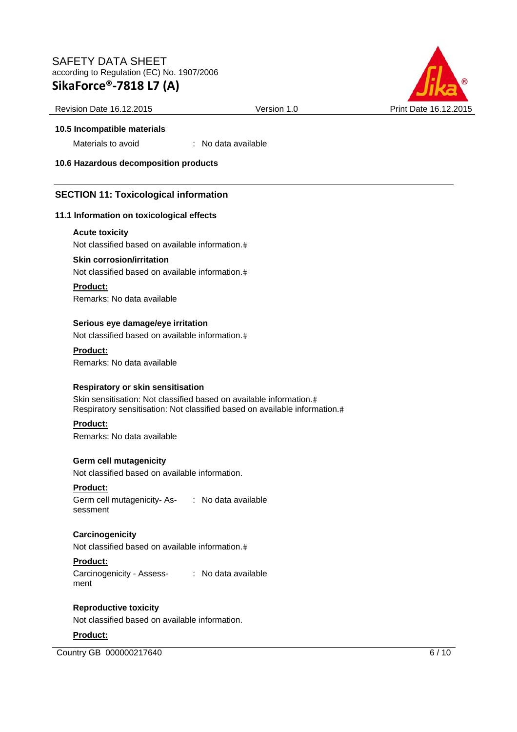**10.5 Incompatible materials**

Materials to avoid : No data available

**10.6 Hazardous decomposition products**

## SECTION 11: Toxicological information

### 11.1 Information on toxicological effects

**Acute toxicity**

Not classified based on available information.#

**Skin corrosion/irritation**

Not classified based on available information.#

**Product:**

Remarks: No data available

**Serious eye damage/eye irritation**

Not classified based on available information.#

**Product:**

Remarks: No data available

**Respiratory or skin sensitisation**

Skin sensitisation: Not classified based on available information.#
Respiratory sensitisation: Not classified based on available information.#

**Product:**

Remarks: No data available

**Germ cell mutagenicity**

Not classified based on available information.

**Product:**

Germ cell mutagenicity- Assessment : No data available

**Carcinogenicity**

Not classified based on available information.#

**Product:**

Carcinogenicity - Assessment : No data available

**Reproductive toxicity**

Not classified based on available information.

**Product:**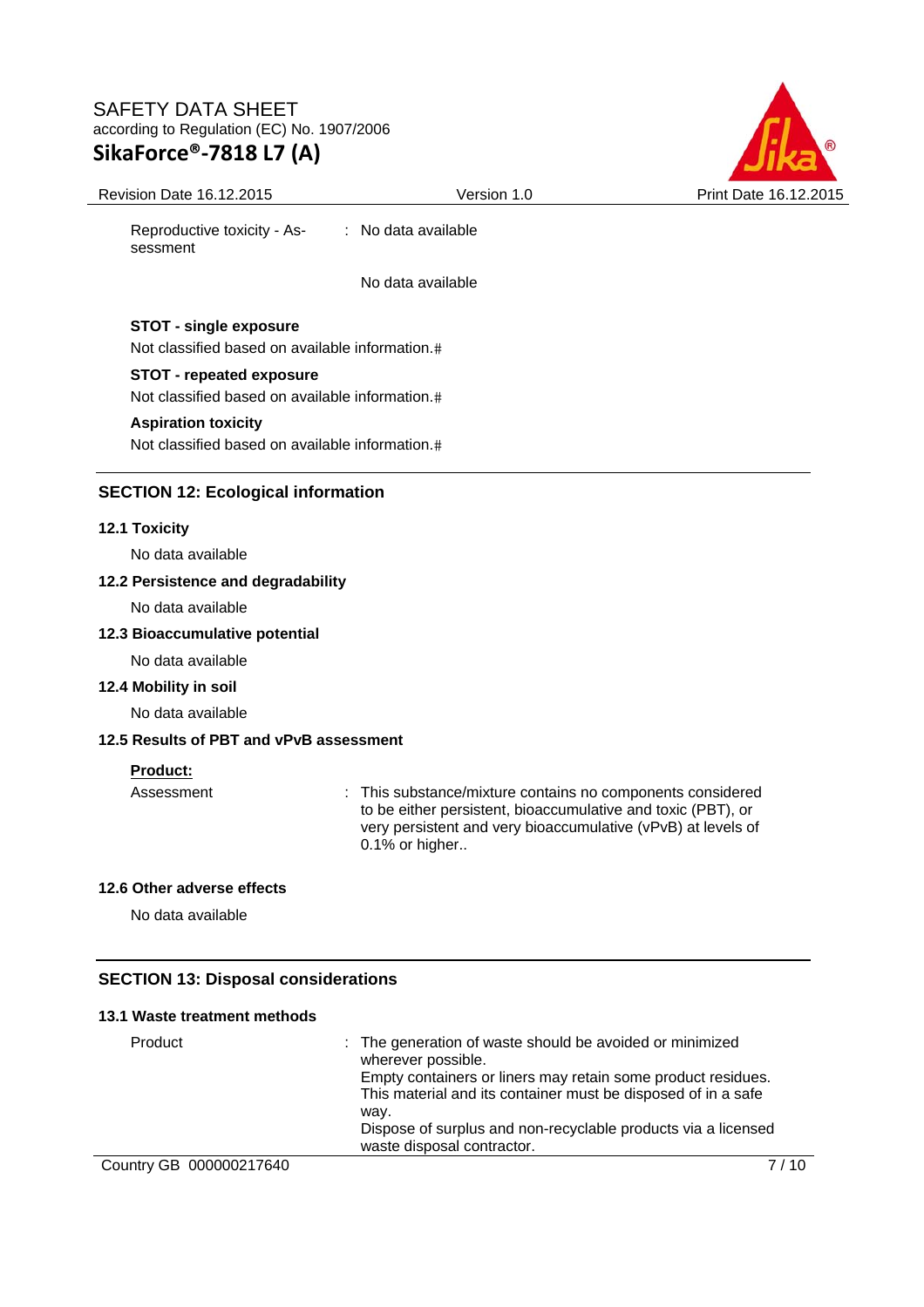Reproductive toxicity - Assessment : No data available

No data available

**STOT - single exposure**

Not classified based on available information.#

**STOT - repeated exposure**

Not classified based on available information.#

**Aspiration toxicity**

Not classified based on available information.#

## SECTION 12: Ecological information

### 12.1 Toxicity

No data available

### 12.2 Persistence and degradability

No data available

### 12.3 Bioaccumulative potential

No data available

### 12.4 Mobility in soil

No data available

### 12.5 Results of PBT and vPvB assessment

**Product:**

| | |
|---|---|
| Assessment | : This substance/mixture contains no components considered to be either persistent, bioaccumulative and toxic (PBT), or very persistent and very bioaccumulative (vPvB) at levels of 0.1% or higher.. |

### 12.6 Other adverse effects

No data available

## SECTION 13: Disposal considerations

### 13.1 Waste treatment methods

| | |
|---|---|
| Product | : The generation of waste should be avoided or minimized wherever possible. Empty containers or liners may retain some product residues. This material and its container must be disposed of in a safe way. Dispose of surplus and non-recyclable products via a licensed waste disposal contractor. |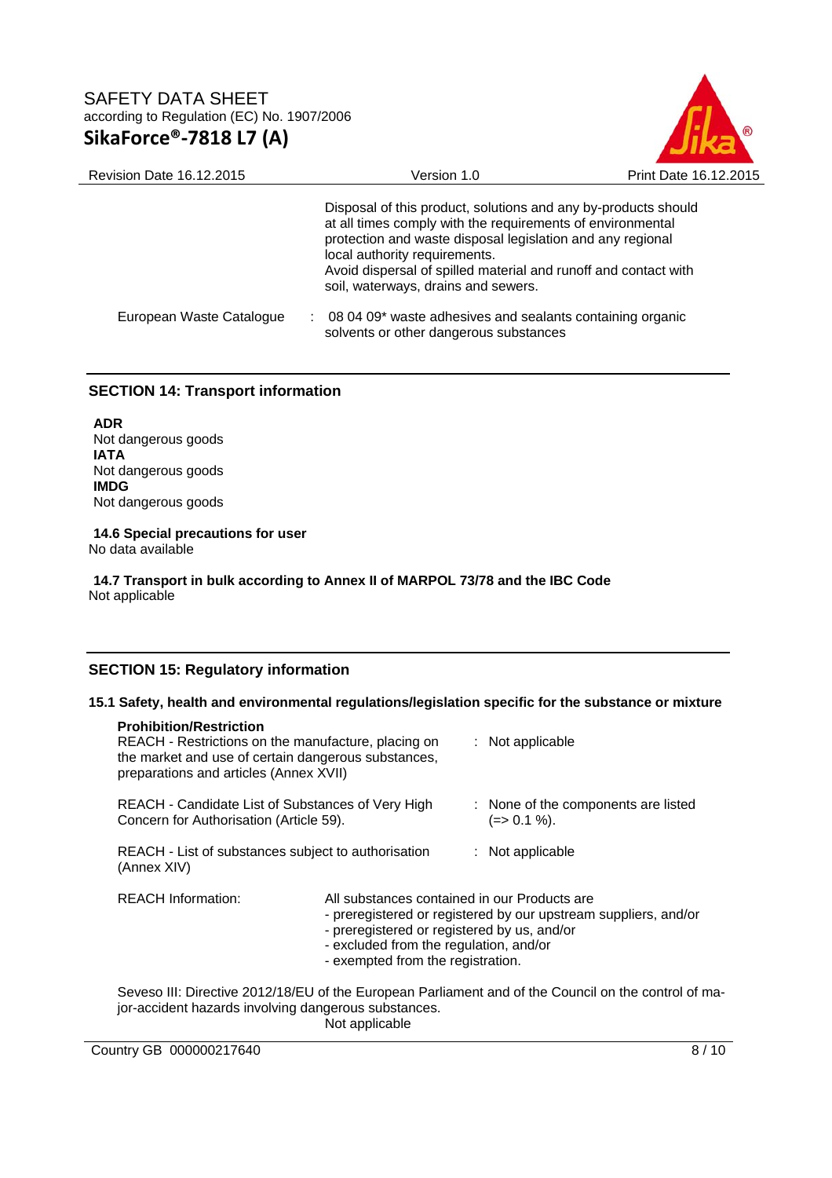Disposal of this product, solutions and any by-products should at all times comply with the requirements of environmental protection and waste disposal legislation and any regional local authority requirements.
Avoid dispersal of spilled material and runoff and contact with soil, waterways, drains and sewers.

| | | |
|---|---|---|
| European Waste Catalogue | : | 08 04 09* waste adhesives and sealants containing organic solvents or other dangerous substances |

## SECTION 14: Transport information

**ADR**
Not dangerous goods
**IATA**
Not dangerous goods
**IMDG**
Not dangerous goods

**14.6 Special precautions for user**
No data available

**14.7 Transport in bulk according to Annex II of MARPOL 73/78 and the IBC Code**
Not applicable

## SECTION 15: Regulatory information

### 15.1 Safety, health and environmental regulations/legislation specific for the substance or mixture

**Prohibition/Restriction**

| | | |
|---|---|---|
| REACH - Restrictions on the manufacture, placing on the market and use of certain dangerous substances, preparations and articles (Annex XVII) | : | Not applicable |
| REACH - Candidate List of Substances of Very High Concern for Authorisation (Article 59). | : | None of the components are listed (=> 0.1 %). |
| REACH - List of substances subject to authorisation (Annex XIV) | : | Not applicable |

REACH Information: All substances contained in our Products are
- preregistered or registered by our upstream suppliers, and/or
- preregistered or registered by us, and/or
- excluded from the regulation, and/or
- exempted from the registration.

Seveso III: Directive 2012/18/EU of the European Parliament and of the Council on the control of major-accident hazards involving dangerous substances.
Not applicable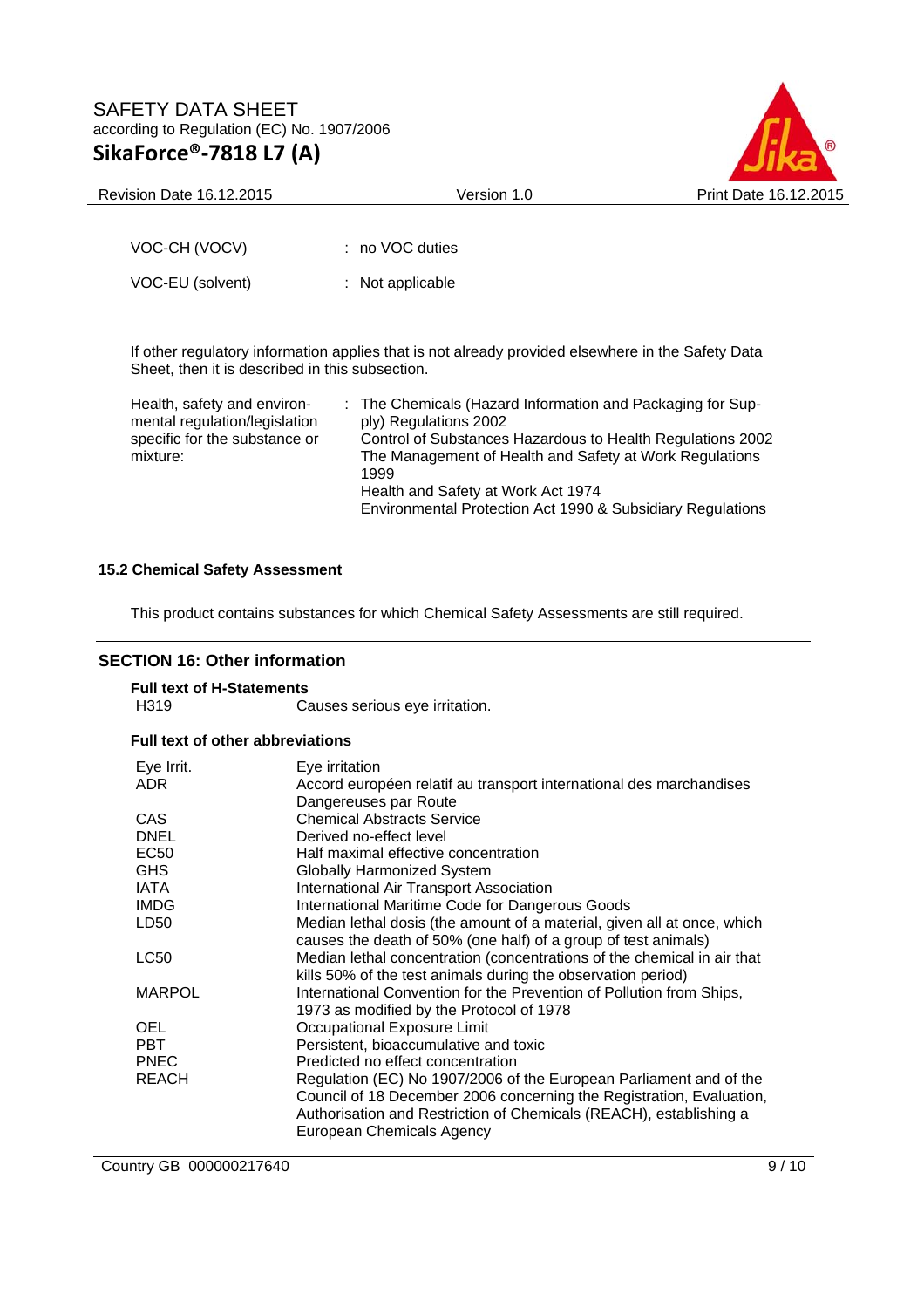| | | |
|---|---|---|
| VOC-CH (VOCV) | : | no VOC duties |
| VOC-EU (solvent) | : | Not applicable |

If other regulatory information applies that is not already provided elsewhere in the Safety Data Sheet, then it is described in this subsection.

| | | |
|---|---|---|
| Health, safety and environmental regulation/legislation specific for the substance or mixture: | : | The Chemicals (Hazard Information and Packaging for Supply) Regulations 2002<br>Control of Substances Hazardous to Health Regulations 2002<br>The Management of Health and Safety at Work Regulations 1999<br>Health and Safety at Work Act 1974<br>Environmental Protection Act 1990 & Subsidiary Regulations |

### 15.2 Chemical Safety Assessment

This product contains substances for which Chemical Safety Assessments are still required.

## SECTION 16: Other information

**Full text of H-Statements**

| | |
|---|---|
| H319 | Causes serious eye irritation. |

**Full text of other abbreviations**

| | |
|---|---|
| Eye Irrit. | Eye irritation |
| ADR | Accord européen relatif au transport international des marchandises Dangereuses par Route |
| CAS | Chemical Abstracts Service |
| DNEL | Derived no-effect level |
| EC50 | Half maximal effective concentration |
| GHS | Globally Harmonized System |
| IATA | International Air Transport Association |
| IMDG | International Maritime Code for Dangerous Goods |
| LD50 | Median lethal dosis (the amount of a material, given all at once, which causes the death of 50% (one half) of a group of test animals) |
| LC50 | Median lethal concentration (concentrations of the chemical in air that kills 50% of the test animals during the observation period) |
| MARPOL | International Convention for the Prevention of Pollution from Ships, 1973 as modified by the Protocol of 1978 |
| OEL | Occupational Exposure Limit |
| PBT | Persistent, bioaccumulative and toxic |
| PNEC | Predicted no effect concentration |
| REACH | Regulation (EC) No 1907/2006 of the European Parliament and of the Council of 18 December 2006 concerning the Registration, Evaluation, Authorisation and Restriction of Chemicals (REACH), establishing a European Chemicals Agency |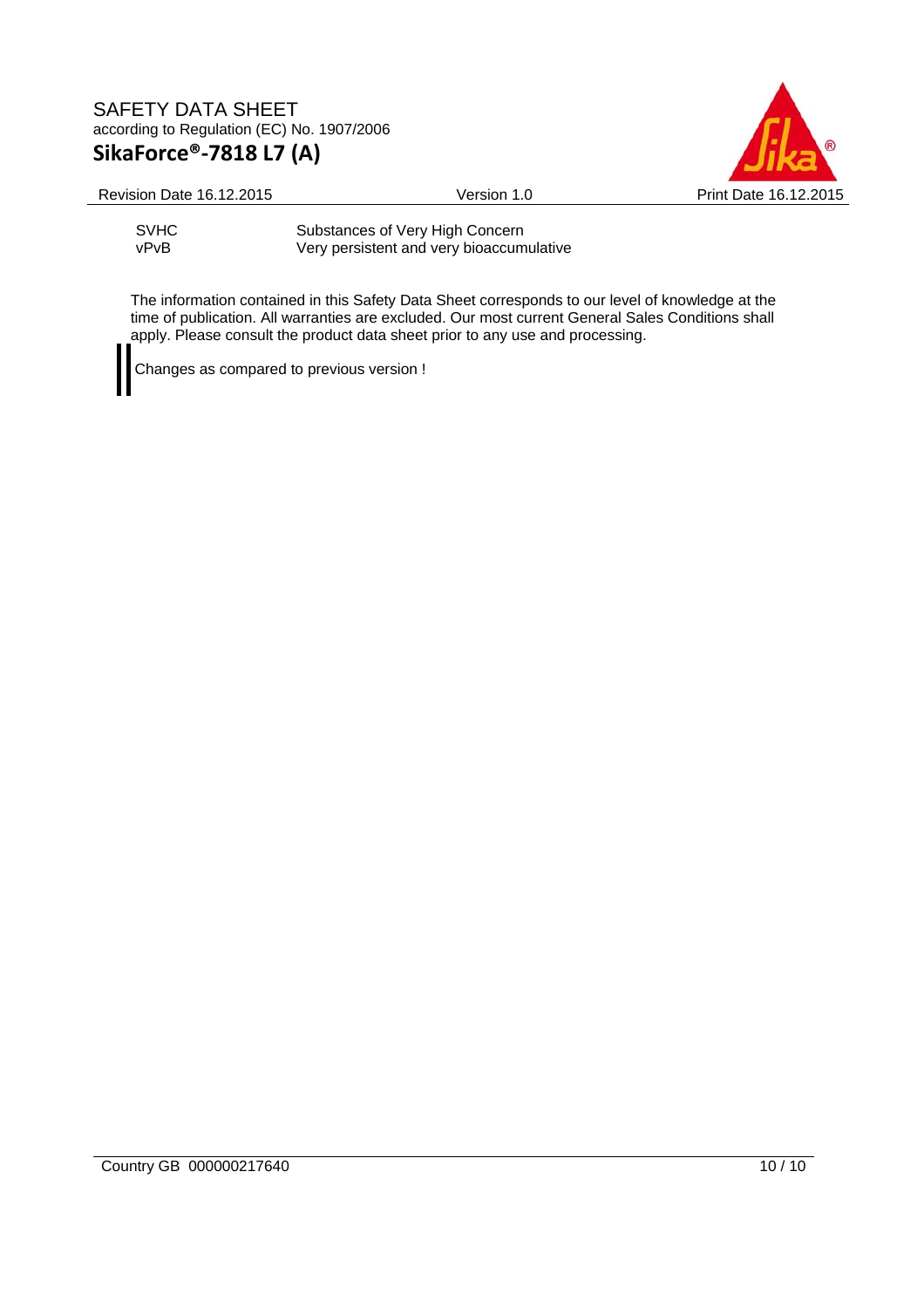| | |
|---|---|
| SVHC | Substances of Very High Concern |
| vPvB | Very persistent and very bioaccumulative |

The information contained in this Safety Data Sheet corresponds to our level of knowledge at the time of publication. All warranties are excluded. Our most current General Sales Conditions shall apply. Please consult the product data sheet prior to any use and processing.

Changes as compared to previous version !